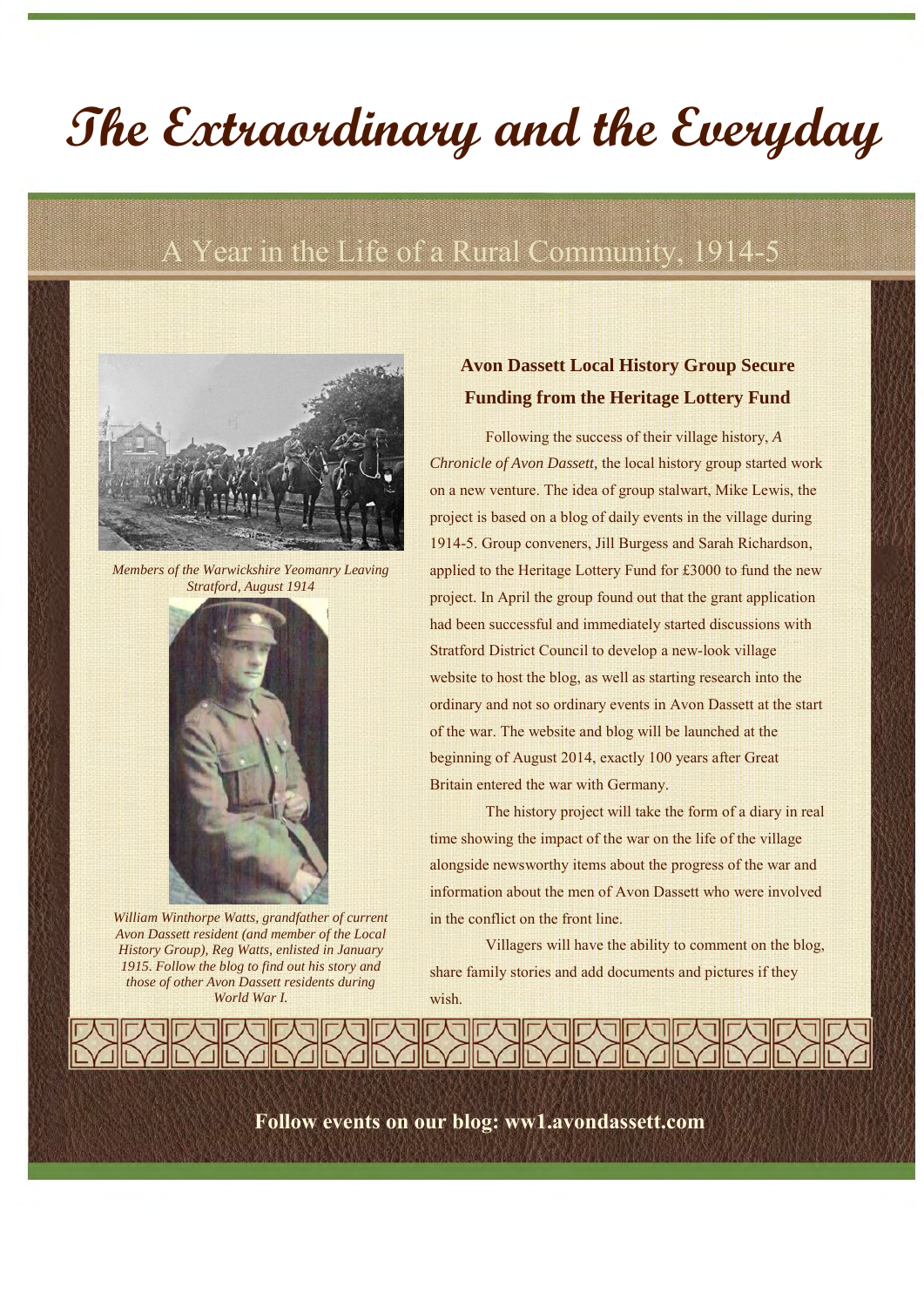# The Extraordinary and the Everyday

## A Year in the Life of a Rural Community, 1914-5

*Members of the Warwickshire Yeomanry Leaving Stratford, August 1914*

*William Winthorpe Watts, grandfather of current Avon Dassett resident (and member of the Local History Group), Reg Watts, enlisted in January 1915. Follow the blog to find out his story and those of other Avon Dassett residents during World War I.*

### Avon Dassett Local History Group Secure Funding from the Heritage Lottery Fund

Following the success of their village history, *A Chronicle of Avon Dassett,* the local history group started work on a new venture. The idea of group stalwart, Mike Lewis, the project is based on a blog of daily events in the village during 1914-5. Group conveners, Jill Burgess and Sarah Richardson, applied to the Heritage Lottery Fund for £3000 to fund the new project. In April the group found out that the grant application had been successful and immediately started discussions with Stratford District Council to develop a new-look village website to host the blog, as well as starting research into the ordinary and not so ordinary events in Avon Dassett at the start of the war. The website and blog will be launched at the beginning of August 2014, exactly 100 years after Great Britain entered the war with Germany.

The history project will take the form of a diary in real time showing the impact of the war on the life of the village alongside newsworthy items about the progress of the war and information about the men of Avon Dassett who were involved in the conflict on the front line.

Villagers will have the ability to comment on the blog, share family stories and add documents and pictures if they wish.

**Follow events on our blog: ww1.avondassett.com**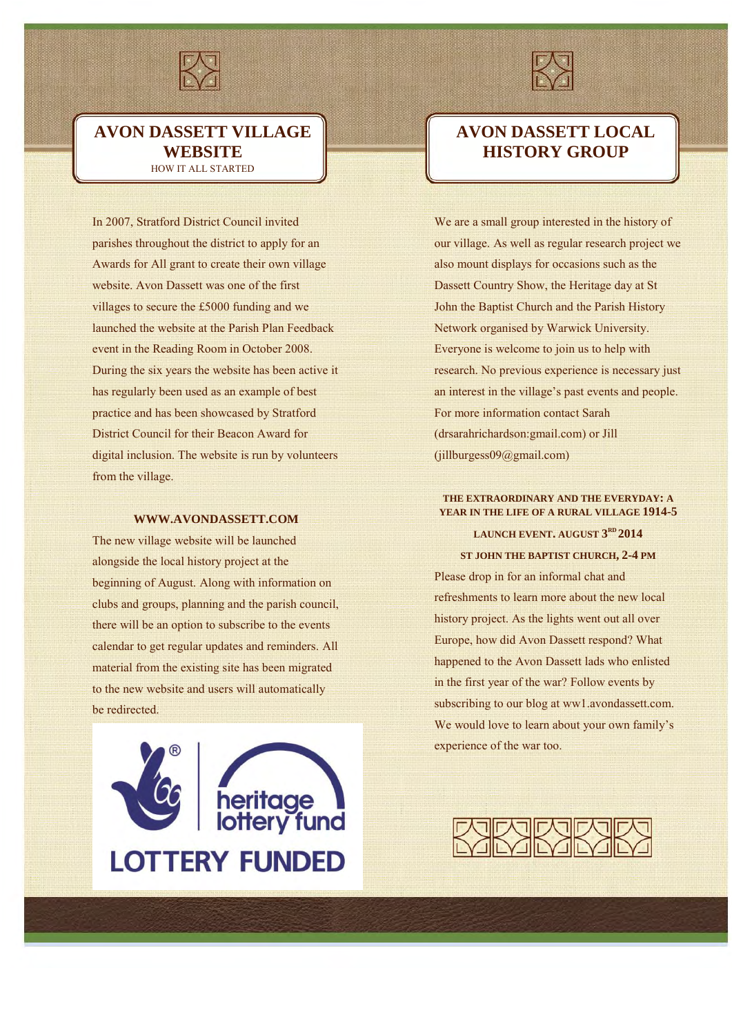## AVON DASSETT VILLAGE WEBSITE

HOW IT ALL STARTED

In 2007, Stratford District Council invited parishes throughout the district to apply for an Awards for All grant to create their own village website. Avon Dassett was one of the first villages to secure the £5000 funding and we launched the website at the Parish Plan Feedback event in the Reading Room in October 2008. During the six years the website has been active it has regularly been used as an example of best practice and has been showcased by Stratford District Council for their Beacon Award for digital inclusion. The website is run by volunteers from the village.

**WWW.AVONDASSETT.COM**

The new village website will be launched alongside the local history project at the beginning of August. Along with information on clubs and groups, planning and the parish council, there will be an option to subscribe to the events calendar to get regular updates and reminders. All material from the existing site has been migrated to the new website and users will automatically be redirected.

heritage lottery fund

LOTTERY FUNDED

## AVON DASSETT LOCAL HISTORY GROUP

We are a small group interested in the history of our village. As well as regular research project we also mount displays for occasions such as the Dassett Country Show, the Heritage day at St John the Baptist Church and the Parish History Network organised by Warwick University. Everyone is welcome to join us to help with research. No previous experience is necessary just an interest in the village's past events and people. For more information contact Sarah (drsarahrichardson:gmail.com) or Jill (jillburgess09@gmail.com)

**THE EXTRAORDINARY AND THE EVERYDAY: A YEAR IN THE LIFE OF A RURAL VILLAGE 1914-5**

**LAUNCH EVENT. AUGUST 3RD 2014**

**ST JOHN THE BAPTIST CHURCH, 2-4 PM**

Please drop in for an informal chat and refreshments to learn more about the new local history project. As the lights went out all over Europe, how did Avon Dassett respond? What happened to the Avon Dassett lads who enlisted in the first year of the war? Follow events by subscribing to our blog at ww1.avondassett.com. We would love to learn about your own family's experience of the war too.